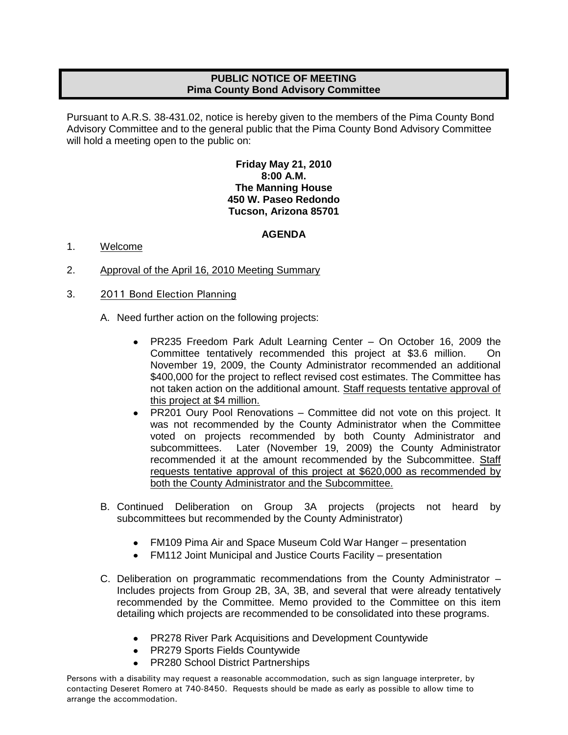**PUBLIC NOTICE OF MEETING**
**Pima County Bond Advisory Committee**

Pursuant to A.R.S. 38-431.02, notice is hereby given to the members of the Pima County Bond Advisory Committee and to the general public that the Pima County Bond Advisory Committee will hold a meeting open to the public on:

**Friday May 21, 2010**
**8:00 A.M.**
**The Manning House**
**450 W. Paseo Redondo**
**Tucson, Arizona 85701**

**AGENDA**

1. Welcome

2. Approval of the April 16, 2010 Meeting Summary

3. 2011 Bond Election Planning

   A. Need further action on the following projects:

      - PR235 Freedom Park Adult Learning Center – On October 16, 2009 the Committee tentatively recommended this project at $3.6 million. On November 19, 2009, the County Administrator recommended an additional $400,000 for the project to reflect revised cost estimates. The Committee has not taken action on the additional amount. Staff requests tentative approval of this project at $4 million.
      - PR201 Oury Pool Renovations – Committee did not vote on this project. It was not recommended by the County Administrator when the Committee voted on projects recommended by both County Administrator and subcommittees. Later (November 19, 2009) the County Administrator recommended it at the amount recommended by the Subcommittee. Staff requests tentative approval of this project at $620,000 as recommended by both the County Administrator and the Subcommittee.

   B. Continued Deliberation on Group 3A projects (projects not heard by subcommittees but recommended by the County Administrator)

      - FM109 Pima Air and Space Museum Cold War Hanger – presentation
      - FM112 Joint Municipal and Justice Courts Facility – presentation

   C. Deliberation on programmatic recommendations from the County Administrator – Includes projects from Group 2B, 3A, 3B, and several that were already tentatively recommended by the Committee. Memo provided to the Committee on this item detailing which projects are recommended to be consolidated into these programs.

      - PR278 River Park Acquisitions and Development Countywide
      - PR279 Sports Fields Countywide
      - PR280 School District Partnerships

Persons with a disability may request a reasonable accommodation, such as sign language interpreter, by contacting Deseret Romero at 740-8450. Requests should be made as early as possible to allow time to arrange the accommodation.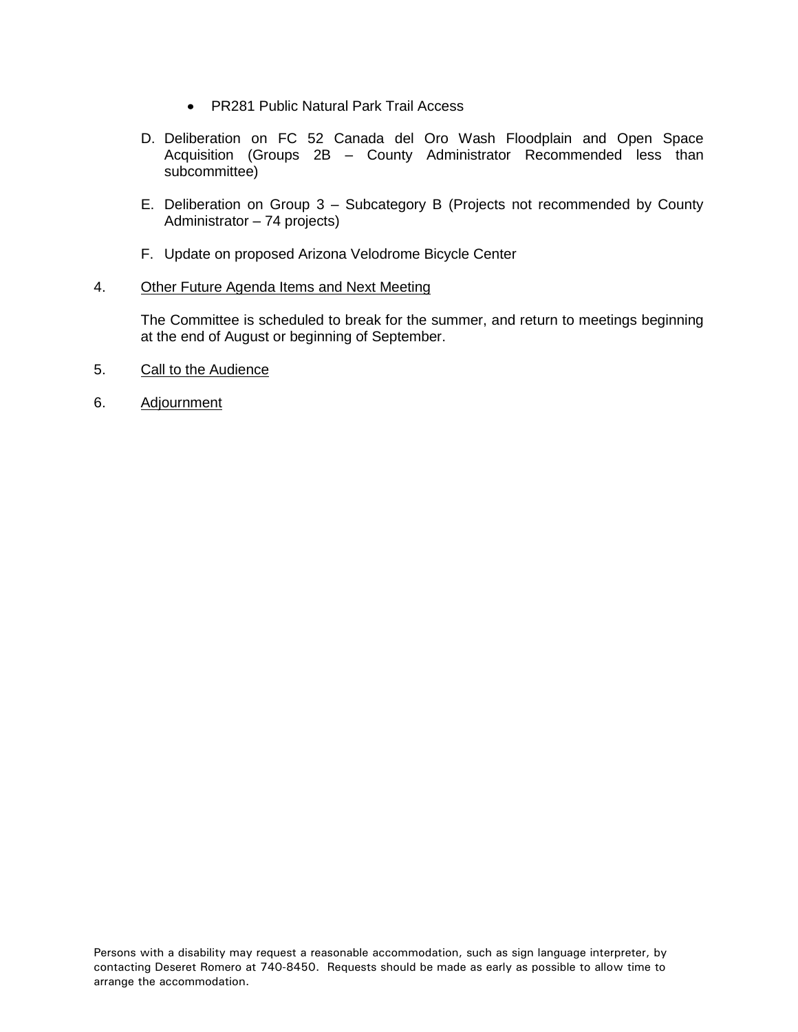- PR281 Public Natural Park Trail Access

D. Deliberation on FC 52 Canada del Oro Wash Floodplain and Open Space Acquisition (Groups 2B – County Administrator Recommended less than subcommittee)

E. Deliberation on Group 3 – Subcategory B (Projects not recommended by County Administrator – 74 projects)

F. Update on proposed Arizona Velodrome Bicycle Center

4. <u>Other Future Agenda Items and Next Meeting</u>

   The Committee is scheduled to break for the summer, and return to meetings beginning at the end of August or beginning of September.

5. <u>Call to the Audience</u>

6. <u>Adjournment</u>

Persons with a disability may request a reasonable accommodation, such as sign language interpreter, by contacting Deseret Romero at 740-8450. Requests should be made as early as possible to allow time to arrange the accommodation.